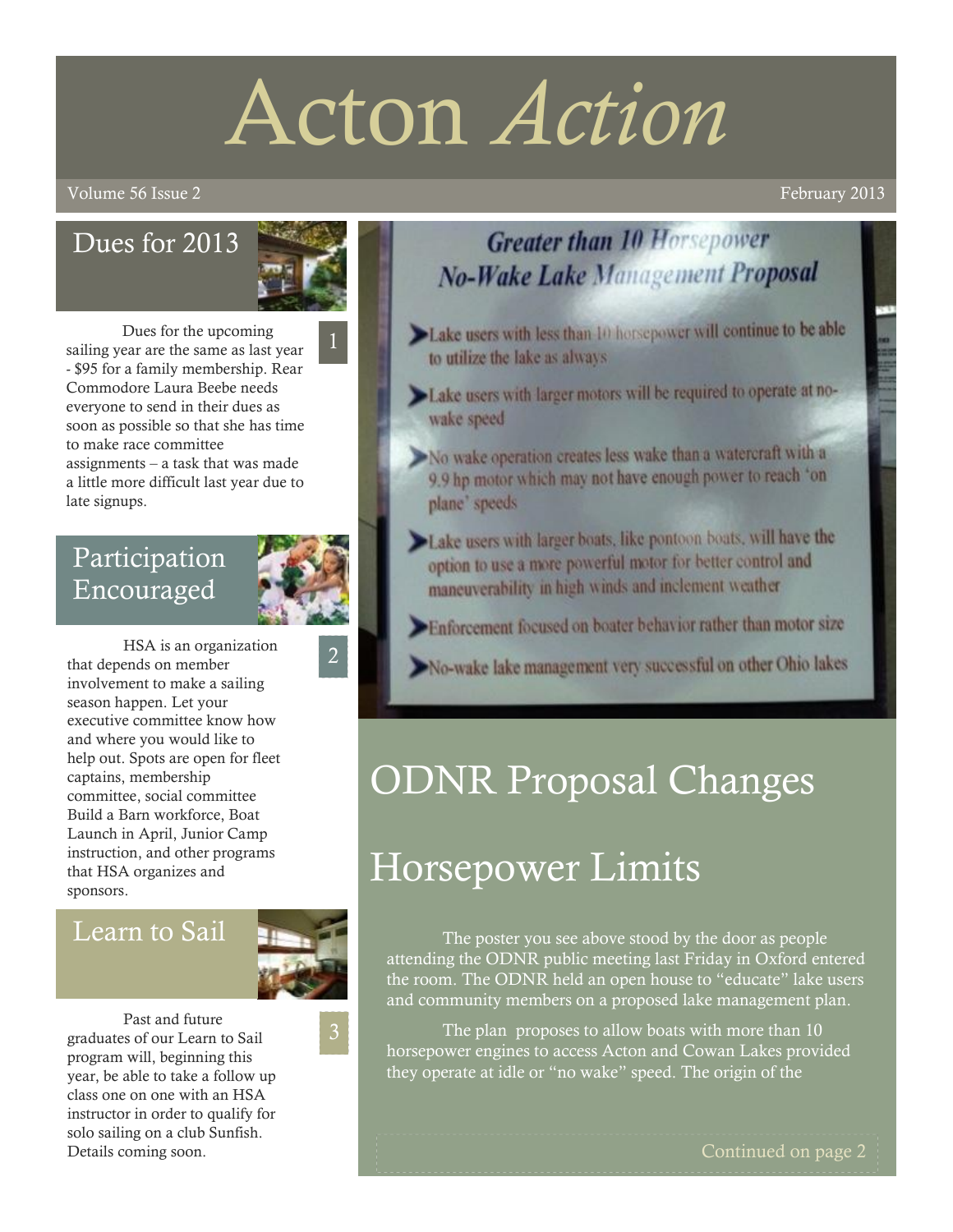# Acton *Action*

Volume 56 Issue 2 — February 2013

## Dues for 2013

Dues for the upcoming sailing year are the same as last year - $95 for a family membership. Rear Commodore Laura Beebe needs everyone to send in their dues as soon as possible so that she has time to make race committee assignments – a task that was made a little more difficult last year due to late signups.

## Participation Encouraged

HSA is an organization that depends on member involvement to make a sailing season happen. Let your executive committee know how and where you would like to help out. Spots are open for fleet captains, membership committee, social committee Build a Barn workforce, Boat Launch in April, Junior Camp instruction, and other programs that HSA organizes and sponsors.

## Learn to Sail

Past and future graduates of our Learn to Sail program will, beginning this year, be able to take a follow up class one on one with an HSA instructor in order to qualify for solo sailing on a club Sunfish. Details coming soon.

**Greater than 10 Horsepower No-Wake Lake Management Proposal**

- Lake users with less than 10 horsepower will continue to be able to utilize the lake as always
- Lake users with larger motors will be required to operate at no-wake speed
- No wake operation creates less wake than a watercraft with a 9.9 hp motor which may not have enough power to reach 'on plane' speeds
- Lake users with larger boats, like pontoon boats, will have the option to use a more powerful motor for better control and maneuverability in high winds and inclement weather
- Enforcement focused on boater behavior rather than motor size
- No-wake lake management very successful on other Ohio lakes

# ODNR Proposal Changes Horsepower Limits

The poster you see above stood by the door as people attending the ODNR public meeting last Friday in Oxford entered the room. The ODNR held an open house to "educate" lake users and community members on a proposed lake management plan.

The plan proposes to allow boats with more than 10 horsepower engines to access Acton and Cowan Lakes provided they operate at idle or "no wake" speed. The origin of the

Continued on page 2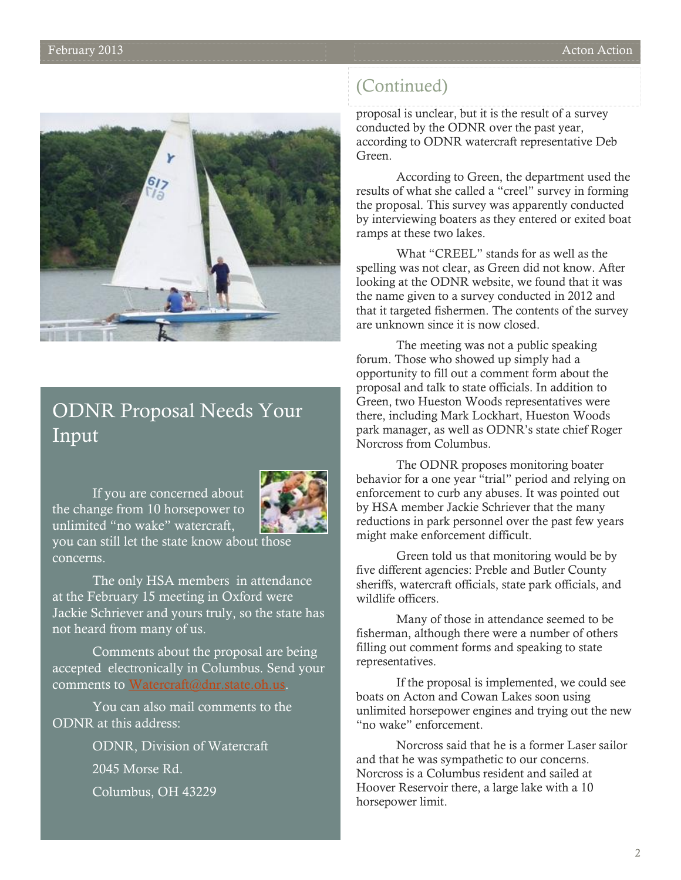## ODNR Proposal Needs Your Input

If you are concerned about the change from 10 horsepower to unlimited "no wake" watercraft, you can still let the state know about those concerns.

The only HSA members in attendance at the February 15 meeting in Oxford were Jackie Schriever and yours truly, so the state has not heard from many of us.

Comments about the proposal are being accepted electronically in Columbus. Send your comments to Watercraft@dnr.state.oh.us.

You can also mail comments to the ODNR at this address:

ODNR, Division of Watercraft

2045 Morse Rd.

Columbus, OH 43229

## (Continued)

proposal is unclear, but it is the result of a survey conducted by the ODNR over the past year, according to ODNR watercraft representative Deb Green.

According to Green, the department used the results of what she called a "creel" survey in forming the proposal. This survey was apparently conducted by interviewing boaters as they entered or exited boat ramps at these two lakes.

What "CREEL" stands for as well as the spelling was not clear, as Green did not know. After looking at the ODNR website, we found that it was the name given to a survey conducted in 2012 and that it targeted fishermen. The contents of the survey are unknown since it is now closed.

The meeting was not a public speaking forum. Those who showed up simply had a opportunity to fill out a comment form about the proposal and talk to state officials. In addition to Green, two Hueston Woods representatives were there, including Mark Lockhart, Hueston Woods park manager, as well as ODNR's state chief Roger Norcross from Columbus.

The ODNR proposes monitoring boater behavior for a one year "trial" period and relying on enforcement to curb any abuses. It was pointed out by HSA member Jackie Schriever that the many reductions in park personnel over the past few years might make enforcement difficult.

Green told us that monitoring would be by five different agencies: Preble and Butler County sheriffs, watercraft officials, state park officials, and wildlife officers.

Many of those in attendance seemed to be fisherman, although there were a number of others filling out comment forms and speaking to state representatives.

If the proposal is implemented, we could see boats on Acton and Cowan Lakes soon using unlimited horsepower engines and trying out the new "no wake" enforcement.

Norcross said that he is a former Laser sailor and that he was sympathetic to our concerns. Norcross is a Columbus resident and sailed at Hoover Reservoir there, a large lake with a 10 horsepower limit.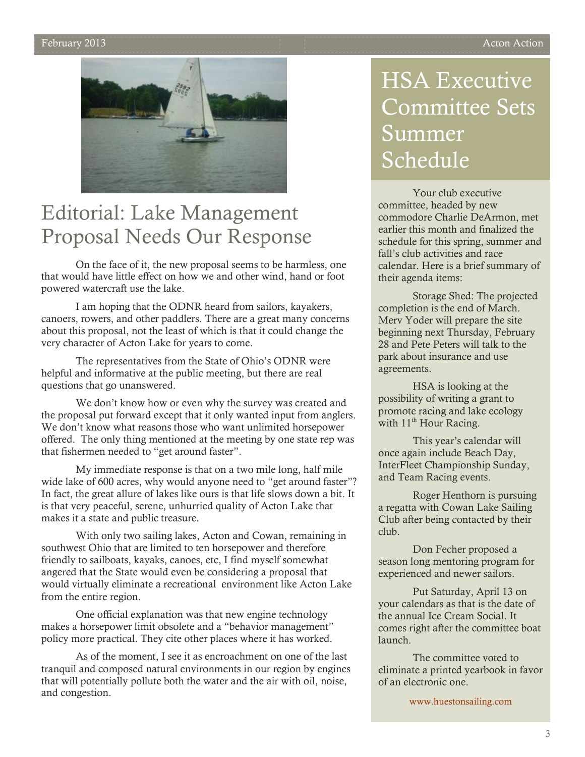# Editorial: Lake Management Proposal Needs Our Response

On the face of it, the new proposal seems to be harmless, one that would have little effect on how we and other wind, hand or foot powered watercraft use the lake.

I am hoping that the ODNR heard from sailors, kayakers, canoers, rowers, and other paddlers. There are a great many concerns about this proposal, not the least of which is that it could change the very character of Acton Lake for years to come.

The representatives from the State of Ohio's ODNR were helpful and informative at the public meeting, but there are real questions that go unanswered.

We don't know how or even why the survey was created and the proposal put forward except that it only wanted input from anglers. We don't know what reasons those who want unlimited horsepower offered. The only thing mentioned at the meeting by one state rep was that fishermen needed to "get around faster".

My immediate response is that on a two mile long, half mile wide lake of 600 acres, why would anyone need to "get around faster"? In fact, the great allure of lakes like ours is that life slows down a bit. It is that very peaceful, serene, unhurried quality of Acton Lake that makes it a state and public treasure.

With only two sailing lakes, Acton and Cowan, remaining in southwest Ohio that are limited to ten horsepower and therefore friendly to sailboats, kayaks, canoes, etc, I find myself somewhat angered that the State would even be considering a proposal that would virtually eliminate a recreational environment like Acton Lake from the entire region.

One official explanation was that new engine technology makes a horsepower limit obsolete and a "behavior management" policy more practical. They cite other places where it has worked.

As of the moment, I see it as encroachment on one of the last tranquil and composed natural environments in our region by engines that will potentially pollute both the water and the air with oil, noise, and congestion.

# HSA Executive Committee Sets Summer Schedule

Your club executive committee, headed by new commodore Charlie DeArmon, met earlier this month and finalized the schedule for this spring, summer and fall's club activities and race calendar. Here is a brief summary of their agenda items:

Storage Shed: The projected completion is the end of March. Merv Yoder will prepare the site beginning next Thursday, February 28 and Pete Peters will talk to the park about insurance and use agreements.

HSA is looking at the possibility of writing a grant to promote racing and lake ecology with 11th Hour Racing.

This year's calendar will once again include Beach Day, InterFleet Championship Sunday, and Team Racing events.

Roger Henthorn is pursuing a regatta with Cowan Lake Sailing Club after being contacted by their club.

Don Fecher proposed a season long mentoring program for experienced and newer sailors.

Put Saturday, April 13 on your calendars as that is the date of the annual Ice Cream Social. It comes right after the committee boat launch.

The committee voted to eliminate a printed yearbook in favor of an electronic one.

www.huestonsailing.com